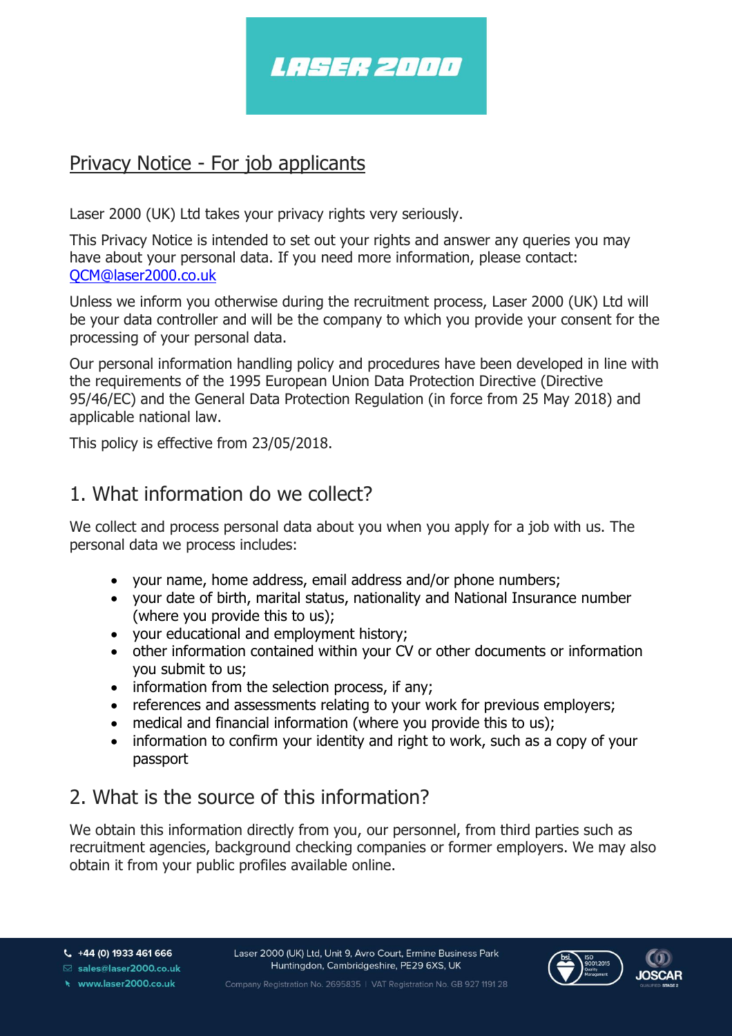# Privacy Notice - For job applicants

Laser 2000 (UK) Ltd takes your privacy rights very seriously.

This Privacy Notice is intended to set out your rights and answer any queries you may have about your personal data. If you need more information, please contact: QCM@laser2000.co.uk

Unless we inform you otherwise during the recruitment process, Laser 2000 (UK) Ltd will be your data controller and will be the company to which you provide your consent for the processing of your personal data.

Our personal information handling policy and procedures have been developed in line with the requirements of the 1995 European Union Data Protection Directive (Directive 95/46/EC) and the General Data Protection Regulation (in force from 25 May 2018) and applicable national law.

This policy is effective from 23/05/2018.

## 1. What information do we collect?

We collect and process personal data about you when you apply for a job with us. The personal data we process includes:

- your name, home address, email address and/or phone numbers;
- your date of birth, marital status, nationality and National Insurance number (where you provide this to us);
- your educational and employment history;
- other information contained within your CV or other documents or information you submit to us;
- information from the selection process, if any;
- references and assessments relating to your work for previous employers;
- medical and financial information (where you provide this to us);
- information to confirm your identity and right to work, such as a copy of your passport

## 2. What is the source of this information?

We obtain this information directly from you, our personnel, from third parties such as recruitment agencies, background checking companies or former employers. We may also obtain it from your public profiles available online.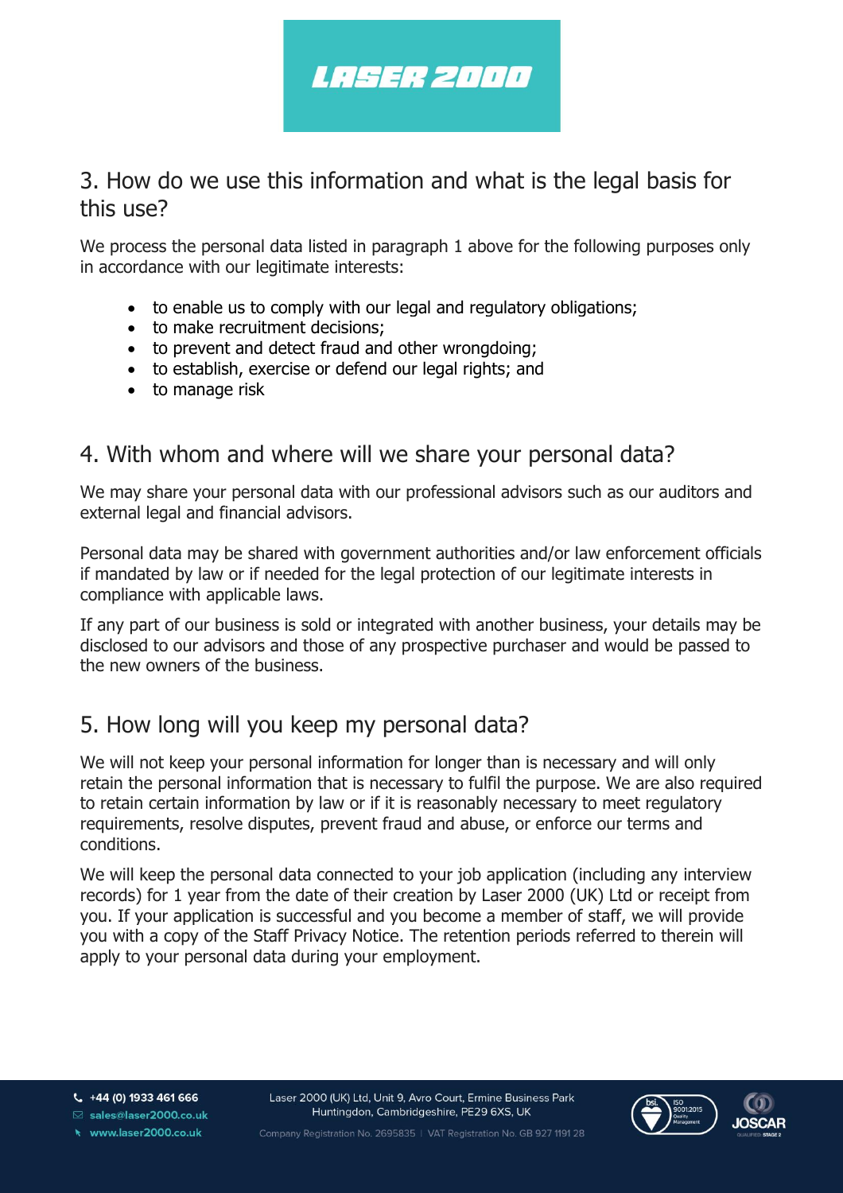## 3. How do we use this information and what is the legal basis for this use?

We process the personal data listed in paragraph 1 above for the following purposes only in accordance with our legitimate interests:

- to enable us to comply with our legal and regulatory obligations;
- to make recruitment decisions;
- to prevent and detect fraud and other wrongdoing;
- to establish, exercise or defend our legal rights; and
- to manage risk

## 4. With whom and where will we share your personal data?

We may share your personal data with our professional advisors such as our auditors and external legal and financial advisors.

Personal data may be shared with government authorities and/or law enforcement officials if mandated by law or if needed for the legal protection of our legitimate interests in compliance with applicable laws.

If any part of our business is sold or integrated with another business, your details may be disclosed to our advisors and those of any prospective purchaser and would be passed to the new owners of the business.

## 5. How long will you keep my personal data?

We will not keep your personal information for longer than is necessary and will only retain the personal information that is necessary to fulfil the purpose. We are also required to retain certain information by law or if it is reasonably necessary to meet regulatory requirements, resolve disputes, prevent fraud and abuse, or enforce our terms and conditions.

We will keep the personal data connected to your job application (including any interview records) for 1 year from the date of their creation by Laser 2000 (UK) Ltd or receipt from you. If your application is successful and you become a member of staff, we will provide you with a copy of the Staff Privacy Notice. The retention periods referred to therein will apply to your personal data during your employment.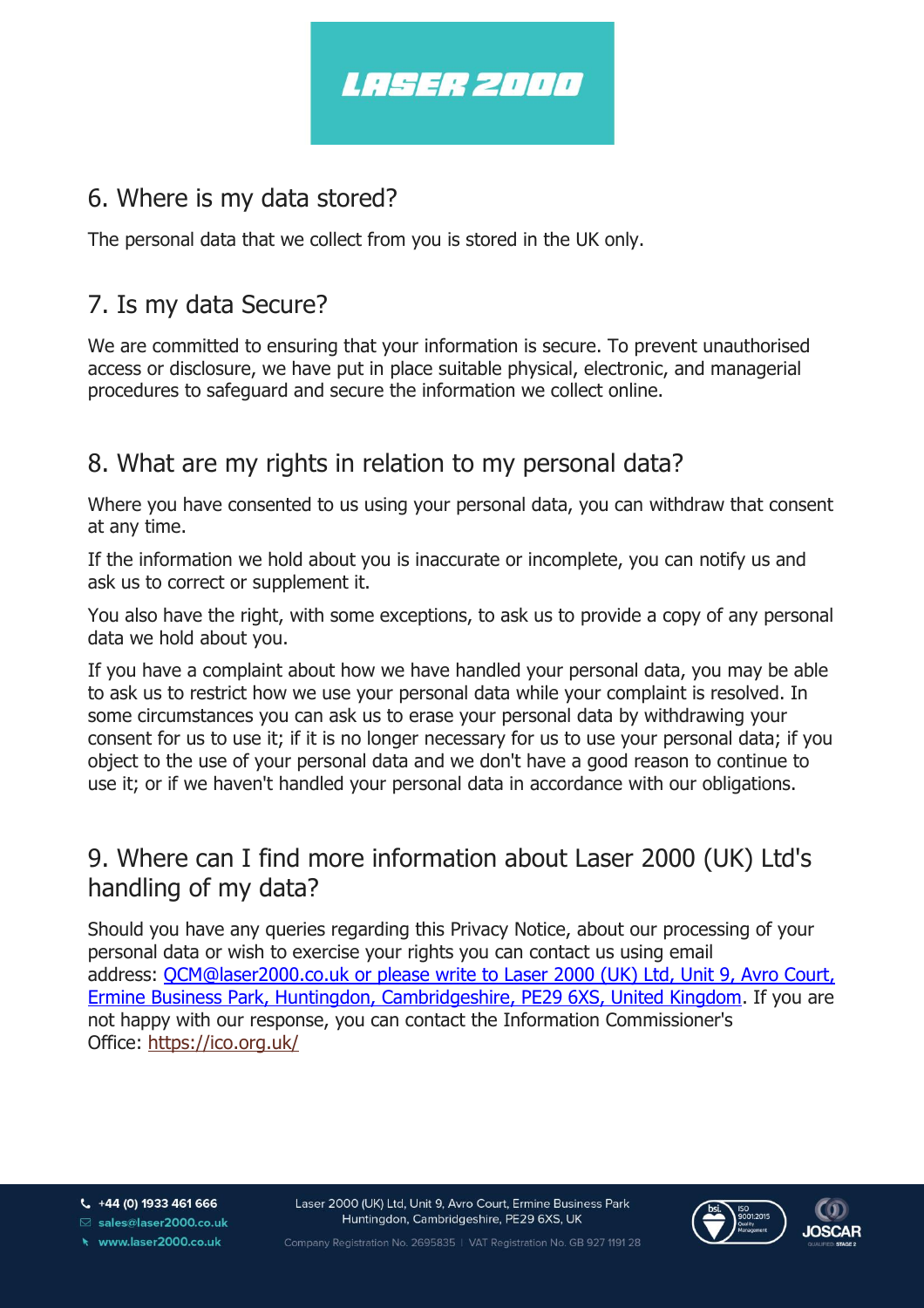## 6. Where is my data stored?

The personal data that we collect from you is stored in the UK only.

## 7. Is my data Secure?

We are committed to ensuring that your information is secure. To prevent unauthorised access or disclosure, we have put in place suitable physical, electronic, and managerial procedures to safeguard and secure the information we collect online.

## 8. What are my rights in relation to my personal data?

Where you have consented to us using your personal data, you can withdraw that consent at any time.

If the information we hold about you is inaccurate or incomplete, you can notify us and ask us to correct or supplement it.

You also have the right, with some exceptions, to ask us to provide a copy of any personal data we hold about you.

If you have a complaint about how we have handled your personal data, you may be able to ask us to restrict how we use your personal data while your complaint is resolved. In some circumstances you can ask us to erase your personal data by withdrawing your consent for us to use it; if it is no longer necessary for us to use your personal data; if you object to the use of your personal data and we don't have a good reason to continue to use it; or if we haven't handled your personal data in accordance with our obligations.

## 9. Where can I find more information about Laser 2000 (UK) Ltd's handling of my data?

Should you have any queries regarding this Privacy Notice, about our processing of your personal data or wish to exercise your rights you can contact us using email address: QCM@laser2000.co.uk or please write to Laser 2000 (UK) Ltd, Unit 9, Avro Court, Ermine Business Park, Huntingdon, Cambridgeshire, PE29 6XS, United Kingdom. If you are not happy with our response, you can contact the Information Commissioner's Office: https://ico.org.uk/